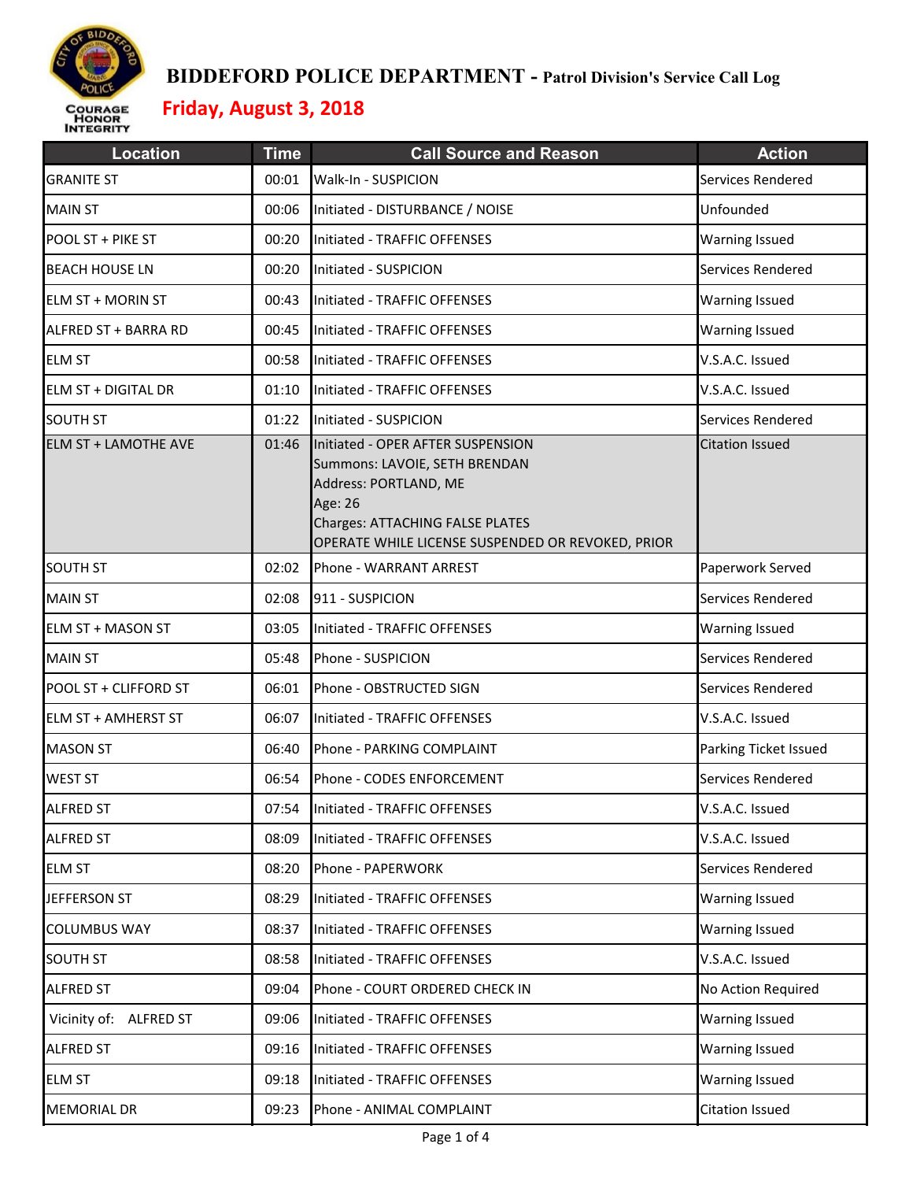# BIDDEFORD POLICE DEPARTMENT - Patrol Division's Service Call Log

COURAGE HONOR INTEGRITY

## Friday, August 3, 2018

| Location | Time | Call Source and Reason | Action |
|---|---|---|---|
| GRANITE ST | 00:01 | Walk-In - SUSPICION | Services Rendered |
| MAIN ST | 00:06 | Initiated - DISTURBANCE / NOISE | Unfounded |
| POOL ST + PIKE ST | 00:20 | Initiated - TRAFFIC OFFENSES | Warning Issued |
| BEACH HOUSE LN | 00:20 | Initiated - SUSPICION | Services Rendered |
| ELM ST + MORIN ST | 00:43 | Initiated - TRAFFIC OFFENSES | Warning Issued |
| ALFRED ST + BARRA RD | 00:45 | Initiated - TRAFFIC OFFENSES | Warning Issued |
| ELM ST | 00:58 | Initiated - TRAFFIC OFFENSES | V.S.A.C. Issued |
| ELM ST + DIGITAL DR | 01:10 | Initiated - TRAFFIC OFFENSES | V.S.A.C. Issued |
| SOUTH ST | 01:22 | Initiated - SUSPICION | Services Rendered |
| ELM ST + LAMOTHE AVE | 01:46 | Initiated - OPER AFTER SUSPENSION<br>Summons: LAVOIE, SETH BRENDAN<br>Address: PORTLAND, ME<br>Age: 26<br>Charges: ATTACHING FALSE PLATES<br>OPERATE WHILE LICENSE SUSPENDED OR REVOKED, PRIOR | Citation Issued |
| SOUTH ST | 02:02 | Phone - WARRANT ARREST | Paperwork Served |
| MAIN ST | 02:08 | 911 - SUSPICION | Services Rendered |
| ELM ST + MASON ST | 03:05 | Initiated - TRAFFIC OFFENSES | Warning Issued |
| MAIN ST | 05:48 | Phone - SUSPICION | Services Rendered |
| POOL ST + CLIFFORD ST | 06:01 | Phone - OBSTRUCTED SIGN | Services Rendered |
| ELM ST + AMHERST ST | 06:07 | Initiated - TRAFFIC OFFENSES | V.S.A.C. Issued |
| MASON ST | 06:40 | Phone - PARKING COMPLAINT | Parking Ticket Issued |
| WEST ST | 06:54 | Phone - CODES ENFORCEMENT | Services Rendered |
| ALFRED ST | 07:54 | Initiated - TRAFFIC OFFENSES | V.S.A.C. Issued |
| ALFRED ST | 08:09 | Initiated - TRAFFIC OFFENSES | V.S.A.C. Issued |
| ELM ST | 08:20 | Phone - PAPERWORK | Services Rendered |
| JEFFERSON ST | 08:29 | Initiated - TRAFFIC OFFENSES | Warning Issued |
| COLUMBUS WAY | 08:37 | Initiated - TRAFFIC OFFENSES | Warning Issued |
| SOUTH ST | 08:58 | Initiated - TRAFFIC OFFENSES | V.S.A.C. Issued |
| ALFRED ST | 09:04 | Phone - COURT ORDERED CHECK IN | No Action Required |
| Vicinity of: ALFRED ST | 09:06 | Initiated - TRAFFIC OFFENSES | Warning Issued |
| ALFRED ST | 09:16 | Initiated - TRAFFIC OFFENSES | Warning Issued |
| ELM ST | 09:18 | Initiated - TRAFFIC OFFENSES | Warning Issued |
| MEMORIAL DR | 09:23 | Phone - ANIMAL COMPLAINT | Citation Issued |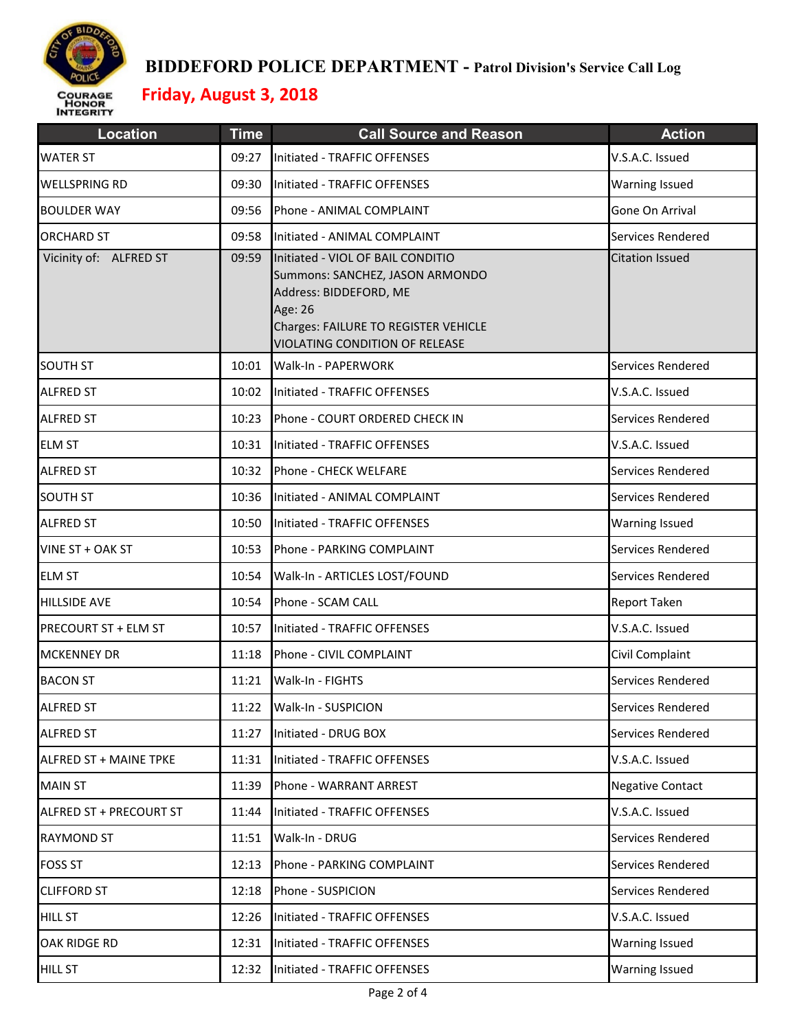# BIDDEFORD POLICE DEPARTMENT - Patrol Division's Service Call Log

## Friday, August 3, 2018

| Location | Time | Call Source and Reason | Action |
|---|---|---|---|
| WATER ST | 09:27 | Initiated - TRAFFIC OFFENSES | V.S.A.C. Issued |
| WELLSPRING RD | 09:30 | Initiated - TRAFFIC OFFENSES | Warning Issued |
| BOULDER WAY | 09:56 | Phone - ANIMAL COMPLAINT | Gone On Arrival |
| ORCHARD ST | 09:58 | Initiated - ANIMAL COMPLAINT | Services Rendered |
| Vicinity of: ALFRED ST | 09:59 | Initiated - VIOL OF BAIL CONDITIO<br>Summons: SANCHEZ, JASON ARMONDO<br>Address: BIDDEFORD, ME<br>Age: 26<br>Charges: FAILURE TO REGISTER VEHICLE<br>VIOLATING CONDITION OF RELEASE | Citation Issued |
| SOUTH ST | 10:01 | Walk-In - PAPERWORK | Services Rendered |
| ALFRED ST | 10:02 | Initiated - TRAFFIC OFFENSES | V.S.A.C. Issued |
| ALFRED ST | 10:23 | Phone - COURT ORDERED CHECK IN | Services Rendered |
| ELM ST | 10:31 | Initiated - TRAFFIC OFFENSES | V.S.A.C. Issued |
| ALFRED ST | 10:32 | Phone - CHECK WELFARE | Services Rendered |
| SOUTH ST | 10:36 | Initiated - ANIMAL COMPLAINT | Services Rendered |
| ALFRED ST | 10:50 | Initiated - TRAFFIC OFFENSES | Warning Issued |
| VINE ST + OAK ST | 10:53 | Phone - PARKING COMPLAINT | Services Rendered |
| ELM ST | 10:54 | Walk-In - ARTICLES LOST/FOUND | Services Rendered |
| HILLSIDE AVE | 10:54 | Phone - SCAM CALL | Report Taken |
| PRECOURT ST + ELM ST | 10:57 | Initiated - TRAFFIC OFFENSES | V.S.A.C. Issued |
| MCKENNEY DR | 11:18 | Phone - CIVIL COMPLAINT | Civil Complaint |
| BACON ST | 11:21 | Walk-In - FIGHTS | Services Rendered |
| ALFRED ST | 11:22 | Walk-In - SUSPICION | Services Rendered |
| ALFRED ST | 11:27 | Initiated - DRUG BOX | Services Rendered |
| ALFRED ST + MAINE TPKE | 11:31 | Initiated - TRAFFIC OFFENSES | V.S.A.C. Issued |
| MAIN ST | 11:39 | Phone - WARRANT ARREST | Negative Contact |
| ALFRED ST + PRECOURT ST | 11:44 | Initiated - TRAFFIC OFFENSES | V.S.A.C. Issued |
| RAYMOND ST | 11:51 | Walk-In - DRUG | Services Rendered |
| FOSS ST | 12:13 | Phone - PARKING COMPLAINT | Services Rendered |
| CLIFFORD ST | 12:18 | Phone - SUSPICION | Services Rendered |
| HILL ST | 12:26 | Initiated - TRAFFIC OFFENSES | V.S.A.C. Issued |
| OAK RIDGE RD | 12:31 | Initiated - TRAFFIC OFFENSES | Warning Issued |
| HILL ST | 12:32 | Initiated - TRAFFIC OFFENSES | Warning Issued |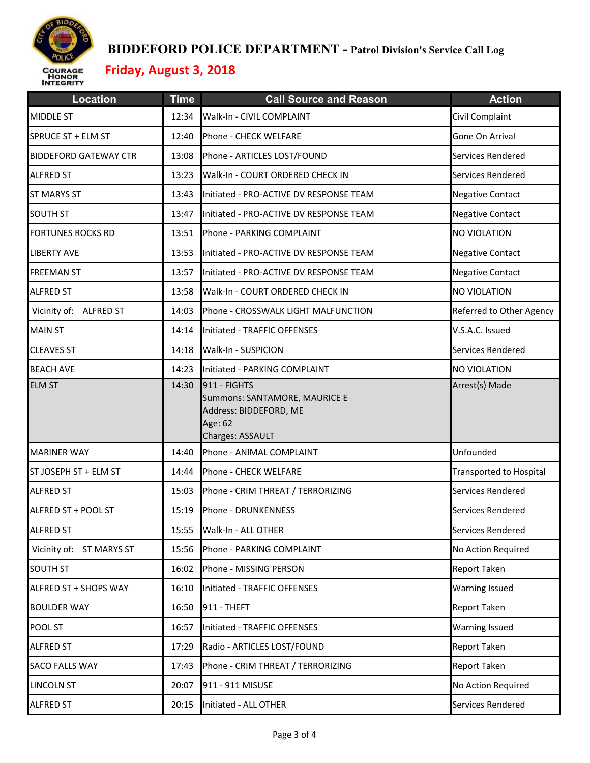# BIDDEFORD POLICE DEPARTMENT - Patrol Division's Service Call Log

## Friday, August 3, 2018

| Location | Time | Call Source and Reason | Action |
|---|---|---|---|
| MIDDLE ST | 12:34 | Walk-In - CIVIL COMPLAINT | Civil Complaint |
| SPRUCE ST + ELM ST | 12:40 | Phone - CHECK WELFARE | Gone On Arrival |
| BIDDEFORD GATEWAY CTR | 13:08 | Phone - ARTICLES LOST/FOUND | Services Rendered |
| ALFRED ST | 13:23 | Walk-In - COURT ORDERED CHECK IN | Services Rendered |
| ST MARYS ST | 13:43 | Initiated - PRO-ACTIVE DV RESPONSE TEAM | Negative Contact |
| SOUTH ST | 13:47 | Initiated - PRO-ACTIVE DV RESPONSE TEAM | Negative Contact |
| FORTUNES ROCKS RD | 13:51 | Phone - PARKING COMPLAINT | NO VIOLATION |
| LIBERTY AVE | 13:53 | Initiated - PRO-ACTIVE DV RESPONSE TEAM | Negative Contact |
| FREEMAN ST | 13:57 | Initiated - PRO-ACTIVE DV RESPONSE TEAM | Negative Contact |
| ALFRED ST | 13:58 | Walk-In - COURT ORDERED CHECK IN | NO VIOLATION |
| Vicinity of: ALFRED ST | 14:03 | Phone - CROSSWALK LIGHT MALFUNCTION | Referred to Other Agency |
| MAIN ST | 14:14 | Initiated - TRAFFIC OFFENSES | V.S.A.C. Issued |
| CLEAVES ST | 14:18 | Walk-In - SUSPICION | Services Rendered |
| BEACH AVE | 14:23 | Initiated - PARKING COMPLAINT | NO VIOLATION |
| ELM ST | 14:30 | 911 - FIGHTS<br>Summons: SANTAMORE, MAURICE E<br>Address: BIDDEFORD, ME<br>Age: 62<br>Charges: ASSAULT | Arrest(s) Made |
| MARINER WAY | 14:40 | Phone - ANIMAL COMPLAINT | Unfounded |
| ST JOSEPH ST + ELM ST | 14:44 | Phone - CHECK WELFARE | Transported to Hospital |
| ALFRED ST | 15:03 | Phone - CRIM THREAT / TERRORIZING | Services Rendered |
| ALFRED ST + POOL ST | 15:19 | Phone - DRUNKENNESS | Services Rendered |
| ALFRED ST | 15:55 | Walk-In - ALL OTHER | Services Rendered |
| Vicinity of: ST MARYS ST | 15:56 | Phone - PARKING COMPLAINT | No Action Required |
| SOUTH ST | 16:02 | Phone - MISSING PERSON | Report Taken |
| ALFRED ST + SHOPS WAY | 16:10 | Initiated - TRAFFIC OFFENSES | Warning Issued |
| BOULDER WAY | 16:50 | 911 - THEFT | Report Taken |
| POOL ST | 16:57 | Initiated - TRAFFIC OFFENSES | Warning Issued |
| ALFRED ST | 17:29 | Radio - ARTICLES LOST/FOUND | Report Taken |
| SACO FALLS WAY | 17:43 | Phone - CRIM THREAT / TERRORIZING | Report Taken |
| LINCOLN ST | 20:07 | 911 - 911 MISUSE | No Action Required |
| ALFRED ST | 20:15 | Initiated - ALL OTHER | Services Rendered |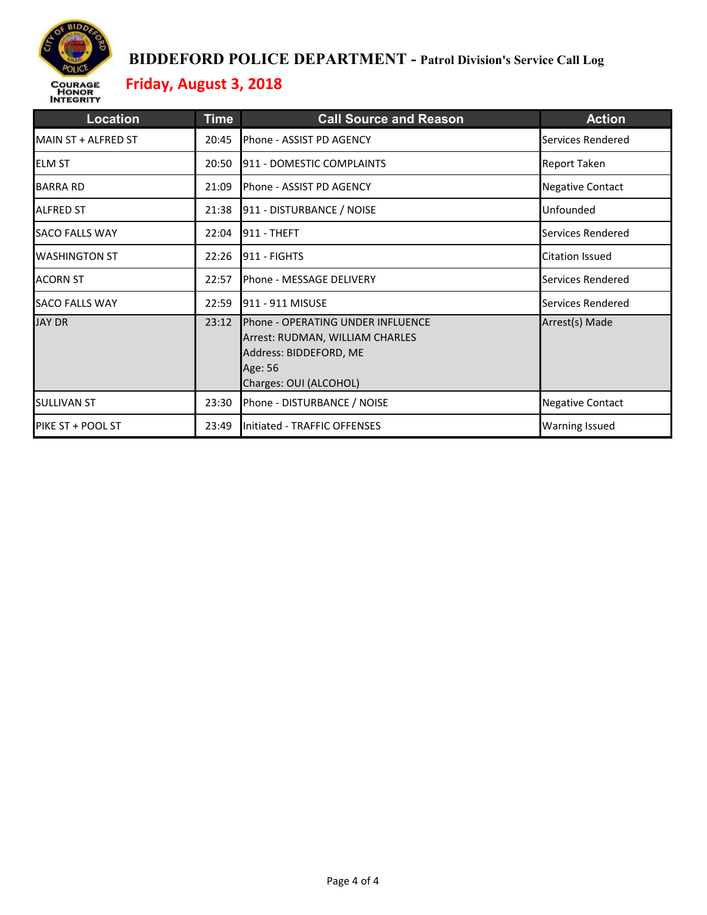# BIDDEFORD POLICE DEPARTMENT - Patrol Division's Service Call Log

## Friday, August 3, 2018

COURAGE HONOR INTEGRITY

| Location | Time | Call Source and Reason | Action |
|---|---|---|---|
| MAIN ST + ALFRED ST | 20:45 | Phone - ASSIST PD AGENCY | Services Rendered |
| ELM ST | 20:50 | 911 - DOMESTIC COMPLAINTS | Report Taken |
| BARRA RD | 21:09 | Phone - ASSIST PD AGENCY | Negative Contact |
| ALFRED ST | 21:38 | 911 - DISTURBANCE / NOISE | Unfounded |
| SACO FALLS WAY | 22:04 | 911 - THEFT | Services Rendered |
| WASHINGTON ST | 22:26 | 911 - FIGHTS | Citation Issued |
| ACORN ST | 22:57 | Phone - MESSAGE DELIVERY | Services Rendered |
| SACO FALLS WAY | 22:59 | 911 - 911 MISUSE | Services Rendered |
| JAY DR | 23:12 | Phone - OPERATING UNDER INFLUENCE<br>Arrest: RUDMAN, WILLIAM CHARLES<br>Address: BIDDEFORD, ME<br>Age: 56<br>Charges: OUI (ALCOHOL) | Arrest(s) Made |
| SULLIVAN ST | 23:30 | Phone - DISTURBANCE / NOISE | Negative Contact |
| PIKE ST + POOL ST | 23:49 | Initiated - TRAFFIC OFFENSES | Warning Issued |